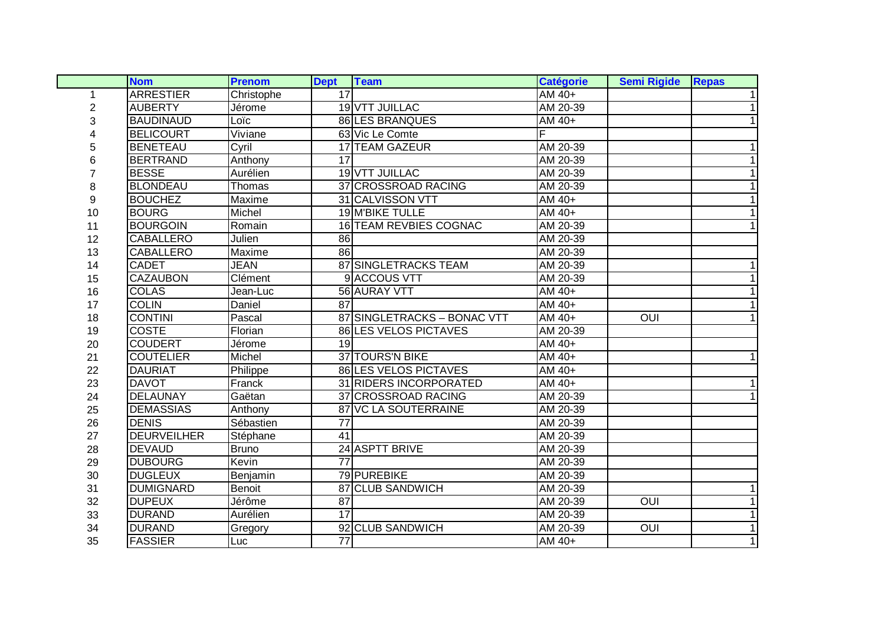| | Nom | Prenom | Dept | Team | Catégorie | Semi Rigide | Repas |
|---|---|---|---|---|---|---|---|
| 1 | ARRESTIER | Christophe | 17 | | AM 40+ | | 1 |
| 2 | AUBERTY | Jérome | 19 | VTT JUILLAC | AM 20-39 | | 1 |
| 3 | BAUDINAUD | Loïc | 86 | LES BRANQUES | AM 40+ | | 1 |
| 4 | BELICOURT | Viviane | 63 | Vic Le Comte | F | | |
| 5 | BENETEAU | Cyril | 17 | TEAM GAZEUR | AM 20-39 | | 1 |
| 6 | BERTRAND | Anthony | 17 | | AM 20-39 | | 1 |
| 7 | BESSE | Aurélien | 19 | VTT JUILLAC | AM 20-39 | | 1 |
| 8 | BLONDEAU | Thomas | 37 | CROSSROAD RACING | AM 20-39 | | 1 |
| 9 | BOUCHEZ | Maxime | 31 | CALVISSON VTT | AM 40+ | | 1 |
| 10 | BOURG | Michel | 19 | M'BIKE TULLE | AM 40+ | | 1 |
| 11 | BOURGOIN | Romain | 16 | TEAM REVBIES COGNAC | AM 20-39 | | 1 |
| 12 | CABALLERO | Julien | 86 | | AM 20-39 | | |
| 13 | CABALLERO | Maxime | 86 | | AM 20-39 | | |
| 14 | CADET | JEAN | 87 | SINGLETRACKS TEAM | AM 20-39 | | 1 |
| 15 | CAZAUBON | Clément | 9 | ACCOUS VTT | AM 20-39 | | 1 |
| 16 | COLAS | Jean-Luc | 56 | AURAY VTT | AM 40+ | | 1 |
| 17 | COLIN | Daniel | 87 | | AM 40+ | | 1 |
| 18 | CONTINI | Pascal | 87 | SINGLETRACKS – BONAC VTT | AM 40+ | OUI | 1 |
| 19 | COSTE | Florian | 86 | LES VELOS PICTAVES | AM 20-39 | | |
| 20 | COUDERT | Jérome | 19 | | AM 40+ | | |
| 21 | COUTELIER | Michel | 37 | TOURS'N BIKE | AM 40+ | | 1 |
| 22 | DAURIAT | Philippe | 86 | LES VELOS PICTAVES | AM 40+ | | |
| 23 | DAVOT | Franck | 31 | RIDERS INCORPORATED | AM 40+ | | 1 |
| 24 | DELAUNAY | Gaëtan | 37 | CROSSROAD RACING | AM 20-39 | | 1 |
| 25 | DEMASSIAS | Anthony | 87 | VC LA SOUTERRAINE | AM 20-39 | | |
| 26 | DENIS | Sébastien | 77 | | AM 20-39 | | |
| 27 | DEURVEILHER | Stéphane | 41 | | AM 20-39 | | |
| 28 | DEVAUD | Bruno | 24 | ASPTT BRIVE | AM 20-39 | | |
| 29 | DUBOURG | Kevin | 77 | | AM 20-39 | | |
| 30 | DUGLEUX | Benjamin | 79 | PUREBIKE | AM 20-39 | | |
| 31 | DUMIGNARD | Benoit | 87 | CLUB SANDWICH | AM 20-39 | | 1 |
| 32 | DUPEUX | Jérôme | 87 | | AM 20-39 | OUI | 1 |
| 33 | DURAND | Aurélien | 17 | | AM 20-39 | | 1 |
| 34 | DURAND | Gregory | 92 | CLUB SANDWICH | AM 20-39 | OUI | 1 |
| 35 | FASSIER | Luc | 77 | | AM 40+ | | 1 |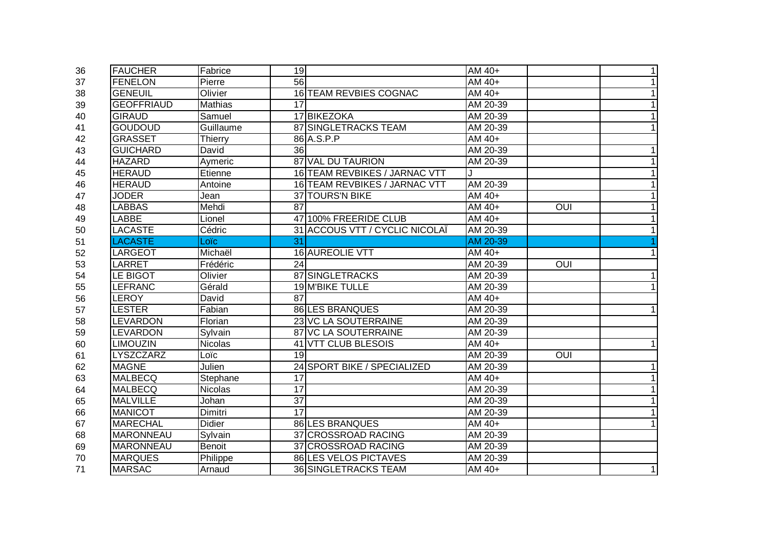| 36 | FAUCHER | Fabrice | 19 | | AM 40+ | | 1 |
|---|---|---|---|---|---|---|---|
| 37 | FENELON | Pierre | 56 | | AM 40+ | | 1 |
| 38 | GENEUIL | Olivier | 16 | TEAM REVBIES COGNAC | AM 40+ | | 1 |
| 39 | GEOFFRIAUD | Mathias | 17 | | AM 20-39 | | 1 |
| 40 | GIRAUD | Samuel | 17 | BIKEZOKA | AM 20-39 | | 1 |
| 41 | GOUDOUD | Guillaume | 87 | SINGLETRACKS TEAM | AM 20-39 | | 1 |
| 42 | GRASSET | Thierry | 86 | A.S.P.P | AM 40+ | | |
| 43 | GUICHARD | David | 36 | | AM 20-39 | | 1 |
| 44 | HAZARD | Aymeric | 87 | VAL DU TAURION | AM 20-39 | | 1 |
| 45 | HERAUD | Etienne | 16 | TEAM REVBIKES / JARNAC VTT | J | | 1 |
| 46 | HERAUD | Antoine | 16 | TEAM REVBIKES / JARNAC VTT | AM 20-39 | | 1 |
| 47 | JODER | Jean | 37 | TOURS'N BIKE | AM 40+ | | 1 |
| 48 | LABBAS | Mehdi | 87 | | AM 40+ | OUI | 1 |
| 49 | LABBE | Lionel | 47 | 100% FREERIDE CLUB | AM 40+ | | 1 |
| 50 | LACASTE | Cédric | 31 | ACCOUS VTT / CYCLIC NICOLAÏ | AM 20-39 | | 1 |
| 51 | LACASTE | Loïc | 31 | | AM 20-39 | | 1 |
| 52 | LARGEOT | Michaël | 16 | AUREOLIE VTT | AM 40+ | | 1 |
| 53 | LARRET | Frédéric | 24 | | AM 20-39 | OUI | |
| 54 | LE BIGOT | Olivier | 87 | SINGLETRACKS | AM 20-39 | | 1 |
| 55 | LEFRANC | Gérald | 19 | M'BIKE TULLE | AM 20-39 | | 1 |
| 56 | LEROY | David | 87 | | AM 40+ | | |
| 57 | LESTER | Fabian | 86 | LES BRANQUES | AM 20-39 | | 1 |
| 58 | LEVARDON | Florian | 23 | VC LA SOUTERRAINE | AM 20-39 | | |
| 59 | LEVARDON | Sylvain | 87 | VC LA SOUTERRAINE | AM 20-39 | | |
| 60 | LIMOUZIN | Nicolas | 41 | VTT CLUB BLESOIS | AM 40+ | | 1 |
| 61 | LYSZCZARZ | Loïc | 19 | | AM 20-39 | OUI | |
| 62 | MAGNE | Julien | 24 | SPORT BIKE / SPECIALIZED | AM 20-39 | | 1 |
| 63 | MALBECQ | Stephane | 17 | | AM 40+ | | 1 |
| 64 | MALBECQ | Nicolas | 17 | | AM 20-39 | | 1 |
| 65 | MALVILLE | Johan | 37 | | AM 20-39 | | 1 |
| 66 | MANICOT | Dimitri | 17 | | AM 20-39 | | 1 |
| 67 | MARECHAL | Didier | 86 | LES BRANQUES | AM 40+ | | 1 |
| 68 | MARONNEAU | Sylvain | 37 | CROSSROAD RACING | AM 20-39 | | |
| 69 | MARONNEAU | Benoit | 37 | CROSSROAD RACING | AM 20-39 | | |
| 70 | MARQUES | Philippe | 86 | LES VELOS PICTAVES | AM 20-39 | | |
| 71 | MARSAC | Arnaud | 36 | SINGLETRACKS TEAM | AM 40+ | | 1 |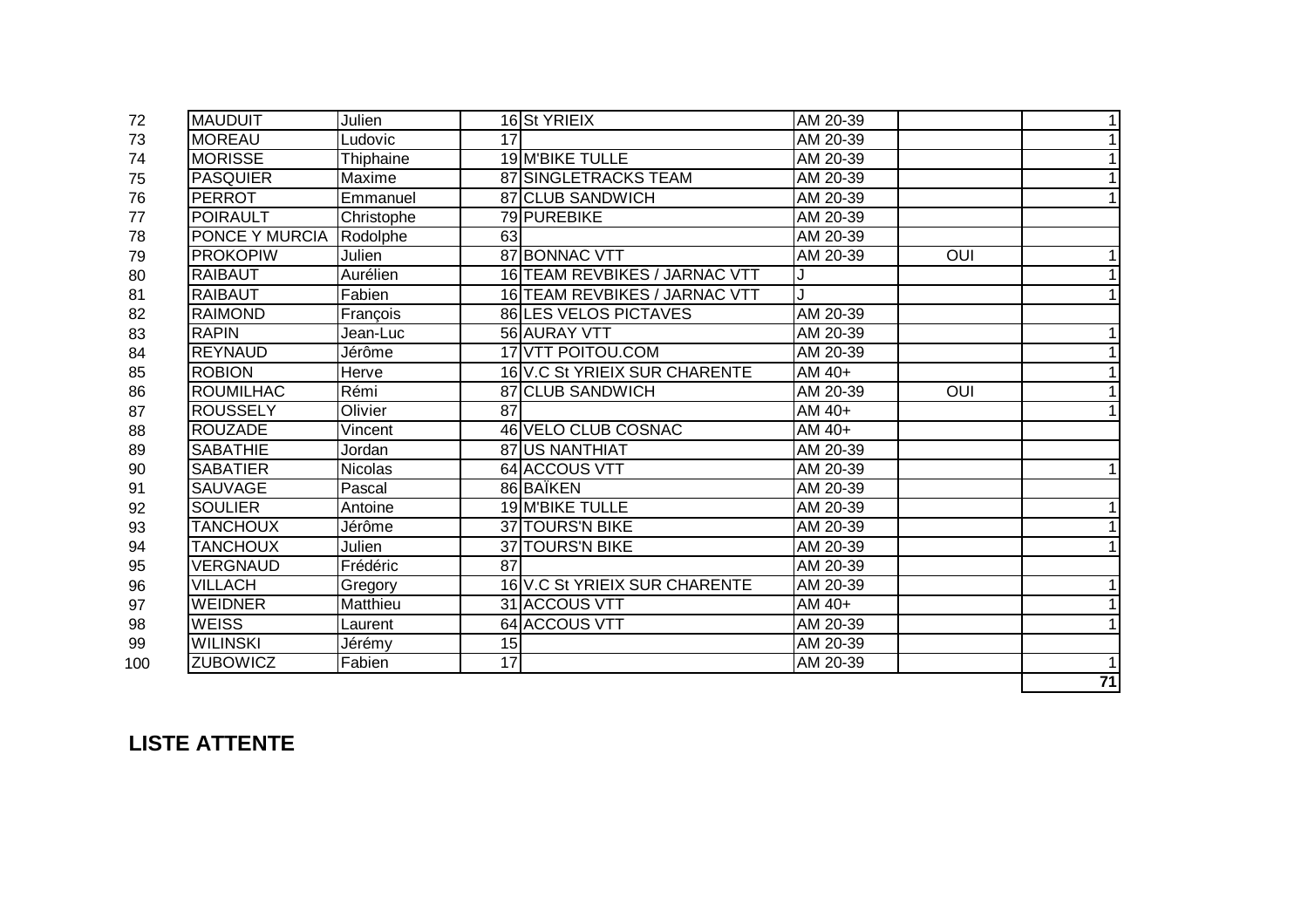| | | | | | | | |
|---|---|---|---|---|---|---|---|
| 72 | MAUDUIT | Julien | 16 | St YRIEIX | AM 20-39 | | 1 |
| 73 | MOREAU | Ludovic | 17 | | AM 20-39 | | 1 |
| 74 | MORISSE | Thiphaine | 19 | M'BIKE TULLE | AM 20-39 | | 1 |
| 75 | PASQUIER | Maxime | 87 | SINGLETRACKS TEAM | AM 20-39 | | 1 |
| 76 | PERROT | Emmanuel | 87 | CLUB SANDWICH | AM 20-39 | | 1 |
| 77 | POIRAULT | Christophe | 79 | PUREBIKE | AM 20-39 | | |
| 78 | PONCE Y MURCIA | Rodolphe | 63 | | AM 20-39 | | |
| 79 | PROKOPIW | Julien | 87 | BONNAC VTT | AM 20-39 | OUI | 1 |
| 80 | RAIBAUT | Aurélien | 16 | TEAM REVBIKES / JARNAC VTT | J | | 1 |
| 81 | RAIBAUT | Fabien | 16 | TEAM REVBIKES / JARNAC VTT | J | | 1 |
| 82 | RAIMOND | François | 86 | LES VELOS PICTAVES | AM 20-39 | | |
| 83 | RAPIN | Jean-Luc | 56 | AURAY VTT | AM 20-39 | | 1 |
| 84 | REYNAUD | Jérôme | 17 | VTT POITOU.COM | AM 20-39 | | 1 |
| 85 | ROBION | Herve | 16 | V.C St YRIEIX SUR CHARENTE | AM 40+ | | 1 |
| 86 | ROUMILHAC | Rémi | 87 | CLUB SANDWICH | AM 20-39 | OUI | 1 |
| 87 | ROUSSELY | Olivier | 87 | | AM 40+ | | 1 |
| 88 | ROUZADE | Vincent | 46 | VELO CLUB COSNAC | AM 40+ | | |
| 89 | SABATHIE | Jordan | 87 | US NANTHIAT | AM 20-39 | | |
| 90 | SABATIER | Nicolas | 64 | ACCOUS VTT | AM 20-39 | | 1 |
| 91 | SAUVAGE | Pascal | 86 | BAÏKEN | AM 20-39 | | |
| 92 | SOULIER | Antoine | 19 | M'BIKE TULLE | AM 20-39 | | 1 |
| 93 | TANCHOUX | Jérôme | 37 | TOURS'N BIKE | AM 20-39 | | 1 |
| 94 | TANCHOUX | Julien | 37 | TOURS'N BIKE | AM 20-39 | | 1 |
| 95 | VERGNAUD | Frédéric | 87 | | AM 20-39 | | |
| 96 | VILLACH | Gregory | 16 | V.C St YRIEIX SUR CHARENTE | AM 20-39 | | 1 |
| 97 | WEIDNER | Matthieu | 31 | ACCOUS VTT | AM 40+ | | 1 |
| 98 | WEISS | Laurent | 64 | ACCOUS VTT | AM 20-39 | | 1 |
| 99 | WILINSKI | Jérémy | 15 | | AM 20-39 | | |
| 100 | ZUBOWICZ | Fabien | 17 | | AM 20-39 | | 1 |
| | | | | | | | **71** |

**LISTE ATTENTE**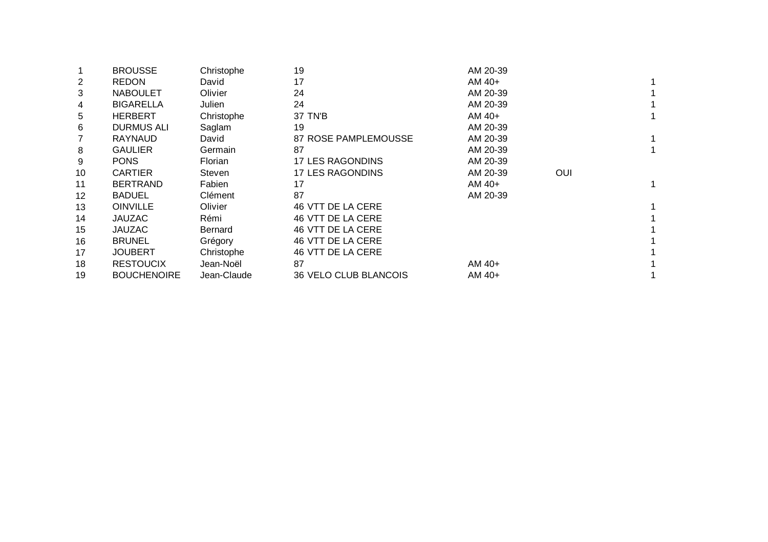| | | | | | | |
|---|---|---|---|---|---|---|
| 1 | BROUSSE | Christophe | 19 | AM 20-39 | | |
| 2 | REDON | David | 17 | AM 40+ | | 1 |
| 3 | NABOULET | Olivier | 24 | AM 20-39 | | 1 |
| 4 | BIGARELLA | Julien | 24 | AM 20-39 | | 1 |
| 5 | HERBERT | Christophe | 37 TN'B | AM 40+ | | 1 |
| 6 | DURMUS ALI | Saglam | 19 | AM 20-39 | | |
| 7 | RAYNAUD | David | 87 ROSE PAMPLEMOUSSE | AM 20-39 | | 1 |
| 8 | GAULIER | Germain | 87 | AM 20-39 | | 1 |
| 9 | PONS | Florian | 17 LES RAGONDINS | AM 20-39 | | |
| 10 | CARTIER | Steven | 17 LES RAGONDINS | AM 20-39 | OUI | |
| 11 | BERTRAND | Fabien | 17 | AM 40+ | | 1 |
| 12 | BADUEL | Clément | 87 | AM 20-39 | | |
| 13 | OINVILLE | Olivier | 46 VTT DE LA CERE | | | 1 |
| 14 | JAUZAC | Rémi | 46 VTT DE LA CERE | | | 1 |
| 15 | JAUZAC | Bernard | 46 VTT DE LA CERE | | | 1 |
| 16 | BRUNEL | Grégory | 46 VTT DE LA CERE | | | 1 |
| 17 | JOUBERT | Christophe | 46 VTT DE LA CERE | | | 1 |
| 18 | RESTOUCIX | Jean-Noël | 87 | AM 40+ | | 1 |
| 19 | BOUCHENOIRE | Jean-Claude | 36 VELO CLUB BLANCOIS | AM 40+ | | 1 |